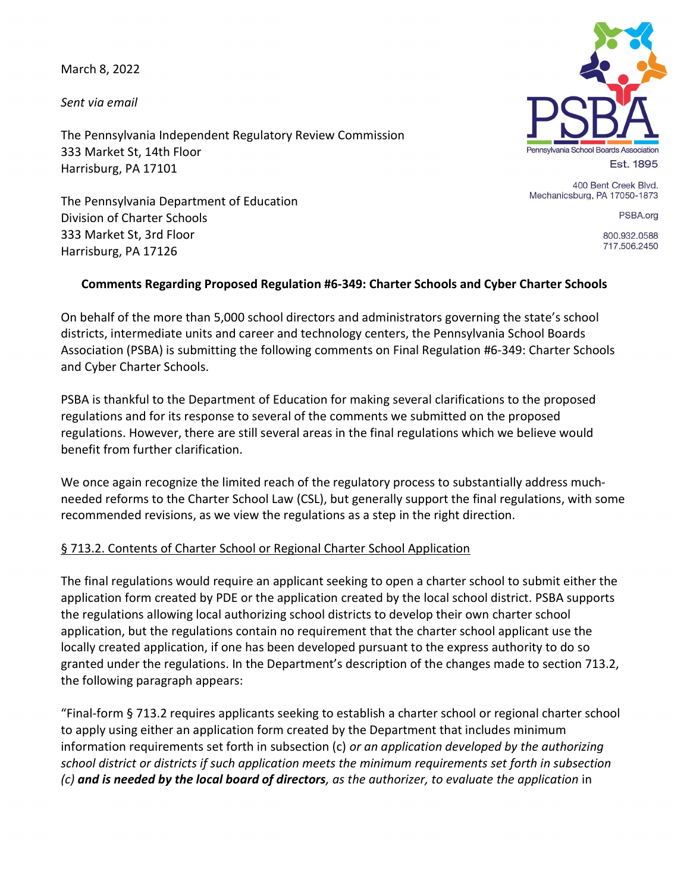March 8, 2022

*Sent via email*

The Pennsylvania Independent Regulatory Review Commission
333 Market St, 14th Floor
Harrisburg, PA 17101

The Pennsylvania Department of Education
Division of Charter Schools
333 Market St, 3rd Floor
Harrisburg, PA 17126

Pennsylvania School Boards Association
Est. 1895

400 Bent Creek Blvd.
Mechanicsburg, PA 17050-1873

PSBA.org

800.932.0588
717.506.2450

**Comments Regarding Proposed Regulation #6-349: Charter Schools and Cyber Charter Schools**

On behalf of the more than 5,000 school directors and administrators governing the state's school districts, intermediate units and career and technology centers, the Pennsylvania School Boards Association (PSBA) is submitting the following comments on Final Regulation #6-349: Charter Schools and Cyber Charter Schools.

PSBA is thankful to the Department of Education for making several clarifications to the proposed regulations and for its response to several of the comments we submitted on the proposed regulations. However, there are still several areas in the final regulations which we believe would benefit from further clarification.

We once again recognize the limited reach of the regulatory process to substantially address much-needed reforms to the Charter School Law (CSL), but generally support the final regulations, with some recommended revisions, as we view the regulations as a step in the right direction.

<u>§ 713.2. Contents of Charter School or Regional Charter School Application</u>

The final regulations would require an applicant seeking to open a charter school to submit either the application form created by PDE or the application created by the local school district. PSBA supports the regulations allowing local authorizing school districts to develop their own charter school application, but the regulations contain no requirement that the charter school applicant use the locally created application, if one has been developed pursuant to the express authority to do so granted under the regulations. In the Department's description of the changes made to section 713.2, the following paragraph appears:

"Final-form § 713.2 requires applicants seeking to establish a charter school or regional charter school to apply using either an application form created by the Department that includes minimum information requirements set forth in subsection (c) *or an application developed by the authorizing school district or districts if such application meets the minimum requirements set forth in subsection (c)* ***and is needed by the local board of directors****, as the authorizer, to evaluate the application* in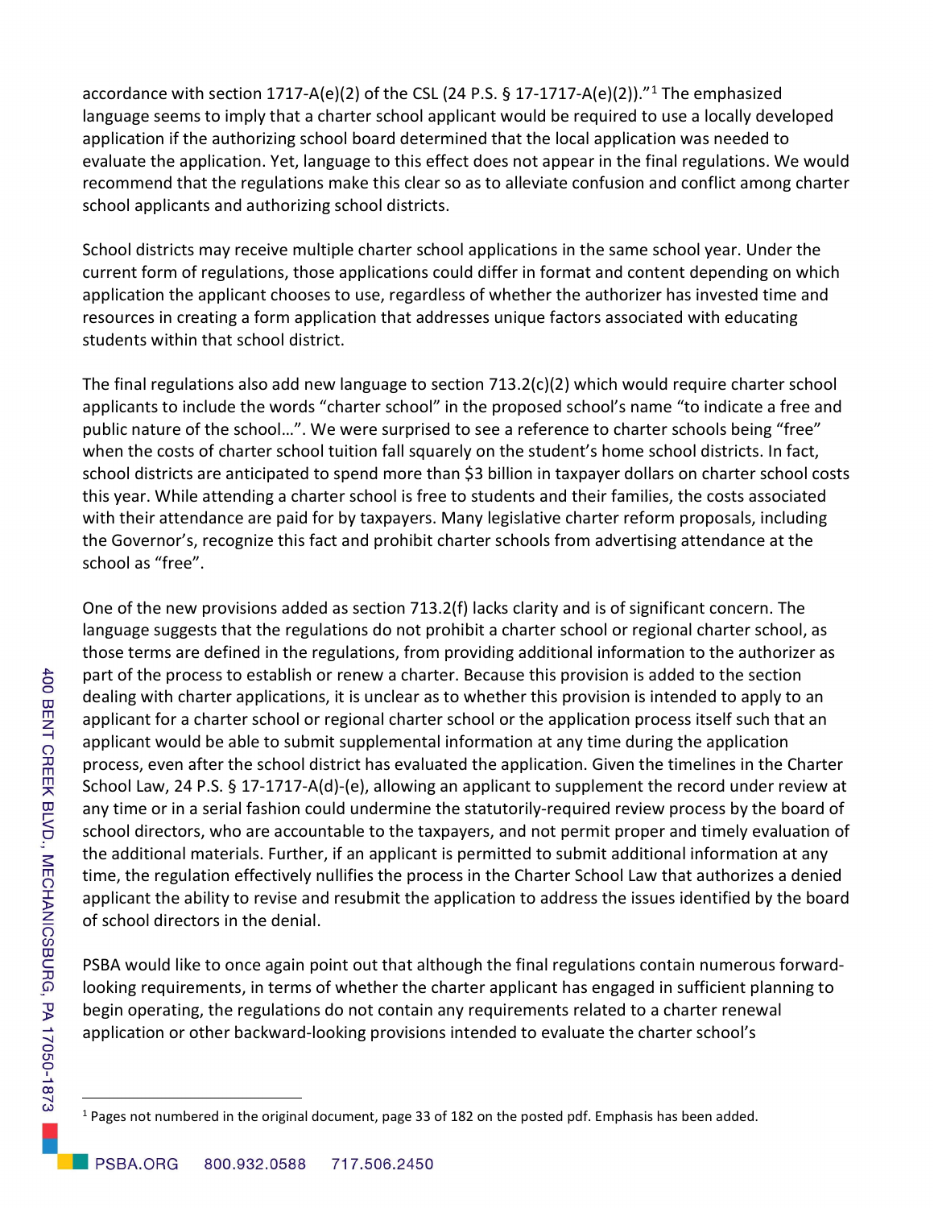accordance with section 1717-A(e)(2) of the CSL (24 P.S. § 17-1717-A(e)(2)).”[1] The emphasized language seems to imply that a charter school applicant would be required to use a locally developed application if the authorizing school board determined that the local application was needed to evaluate the application. Yet, language to this effect does not appear in the final regulations. We would recommend that the regulations make this clear so as to alleviate confusion and conflict among charter school applicants and authorizing school districts.

School districts may receive multiple charter school applications in the same school year. Under the current form of regulations, those applications could differ in format and content depending on which application the applicant chooses to use, regardless of whether the authorizer has invested time and resources in creating a form application that addresses unique factors associated with educating students within that school district.

The final regulations also add new language to section 713.2(c)(2) which would require charter school applicants to include the words “charter school” in the proposed school’s name “to indicate a free and public nature of the school…”. We were surprised to see a reference to charter schools being “free” when the costs of charter school tuition fall squarely on the student’s home school districts. In fact, school districts are anticipated to spend more than $3 billion in taxpayer dollars on charter school costs this year. While attending a charter school is free to students and their families, the costs associated with their attendance are paid for by taxpayers. Many legislative charter reform proposals, including the Governor’s, recognize this fact and prohibit charter schools from advertising attendance at the school as “free”.

One of the new provisions added as section 713.2(f) lacks clarity and is of significant concern. The language suggests that the regulations do not prohibit a charter school or regional charter school, as those terms are defined in the regulations, from providing additional information to the authorizer as part of the process to establish or renew a charter. Because this provision is added to the section dealing with charter applications, it is unclear as to whether this provision is intended to apply to an applicant for a charter school or regional charter school or the application process itself such that an applicant would be able to submit supplemental information at any time during the application process, even after the school district has evaluated the application. Given the timelines in the Charter School Law, 24 P.S. § 17-1717-A(d)-(e), allowing an applicant to supplement the record under review at any time or in a serial fashion could undermine the statutorily-required review process by the board of school directors, who are accountable to the taxpayers, and not permit proper and timely evaluation of the additional materials. Further, if an applicant is permitted to submit additional information at any time, the regulation effectively nullifies the process in the Charter School Law that authorizes a denied applicant the ability to revise and resubmit the application to address the issues identified by the board of school directors in the denial.

PSBA would like to once again point out that although the final regulations contain numerous forward-looking requirements, in terms of whether the charter applicant has engaged in sufficient planning to begin operating, the regulations do not contain any requirements related to a charter renewal application or other backward-looking provisions intended to evaluate the charter school’s

[1] Pages not numbered in the original document, page 33 of 182 on the posted pdf. Emphasis has been added.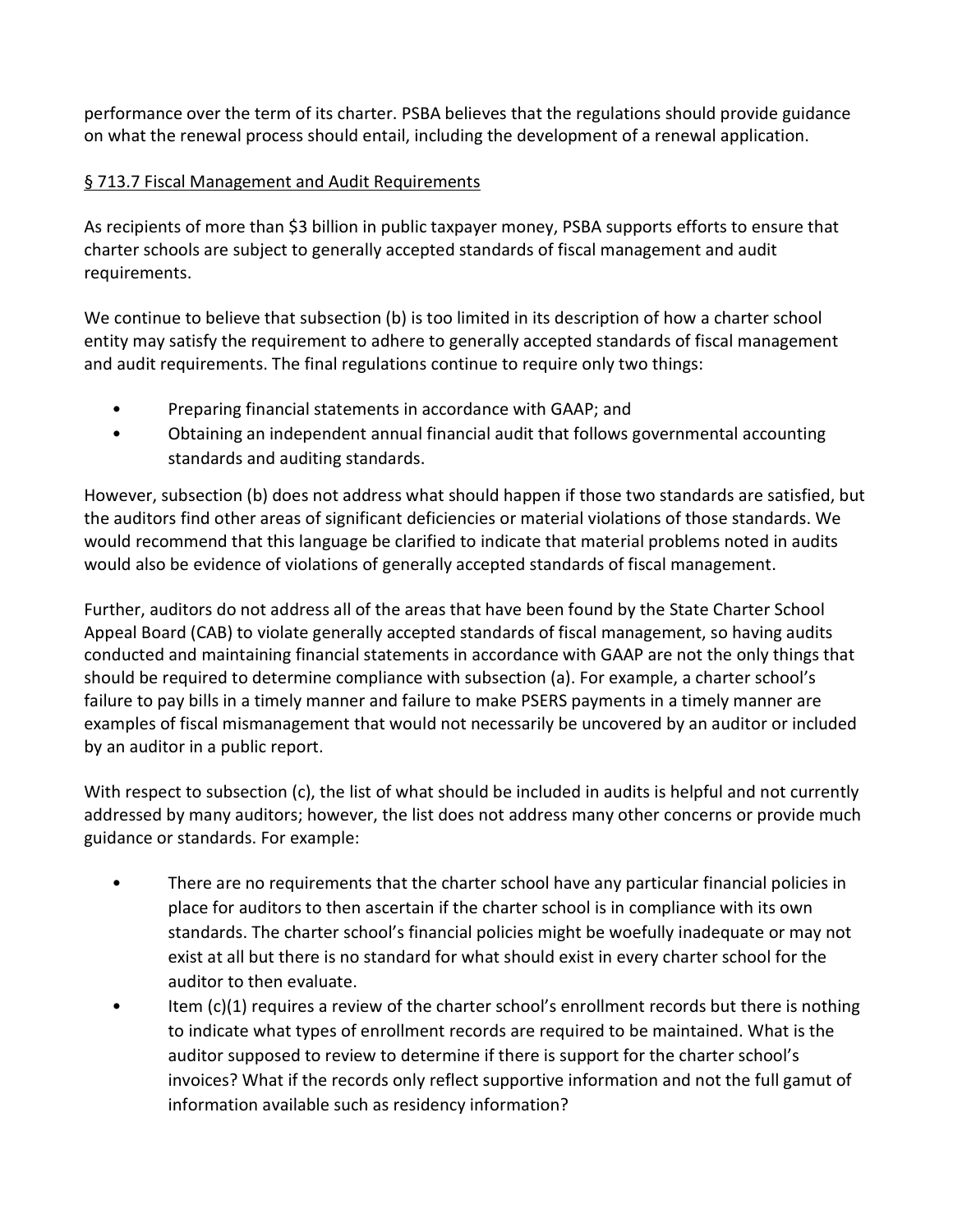performance over the term of its charter. PSBA believes that the regulations should provide guidance on what the renewal process should entail, including the development of a renewal application.

§ 713.7 Fiscal Management and Audit Requirements

As recipients of more than $3 billion in public taxpayer money, PSBA supports efforts to ensure that charter schools are subject to generally accepted standards of fiscal management and audit requirements.

We continue to believe that subsection (b) is too limited in its description of how a charter school entity may satisfy the requirement to adhere to generally accepted standards of fiscal management and audit requirements. The final regulations continue to require only two things:

- Preparing financial statements in accordance with GAAP; and
- Obtaining an independent annual financial audit that follows governmental accounting standards and auditing standards.

However, subsection (b) does not address what should happen if those two standards are satisfied, but the auditors find other areas of significant deficiencies or material violations of those standards. We would recommend that this language be clarified to indicate that material problems noted in audits would also be evidence of violations of generally accepted standards of fiscal management.

Further, auditors do not address all of the areas that have been found by the State Charter School Appeal Board (CAB) to violate generally accepted standards of fiscal management, so having audits conducted and maintaining financial statements in accordance with GAAP are not the only things that should be required to determine compliance with subsection (a). For example, a charter school's failure to pay bills in a timely manner and failure to make PSERS payments in a timely manner are examples of fiscal mismanagement that would not necessarily be uncovered by an auditor or included by an auditor in a public report.

With respect to subsection (c), the list of what should be included in audits is helpful and not currently addressed by many auditors; however, the list does not address many other concerns or provide much guidance or standards. For example:

- There are no requirements that the charter school have any particular financial policies in place for auditors to then ascertain if the charter school is in compliance with its own standards. The charter school's financial policies might be woefully inadequate or may not exist at all but there is no standard for what should exist in every charter school for the auditor to then evaluate.
- Item (c)(1) requires a review of the charter school's enrollment records but there is nothing to indicate what types of enrollment records are required to be maintained. What is the auditor supposed to review to determine if there is support for the charter school's invoices? What if the records only reflect supportive information and not the full gamut of information available such as residency information?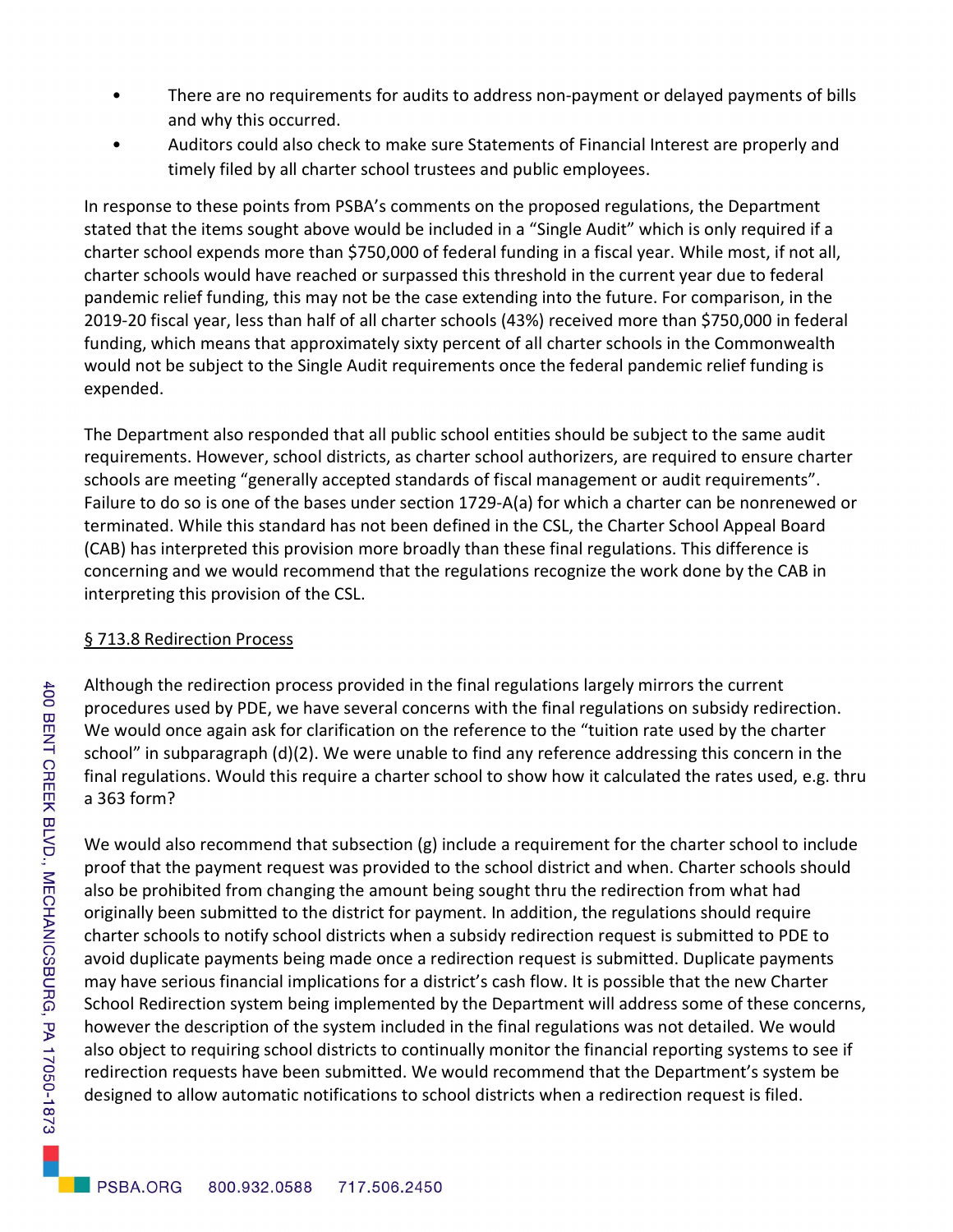- There are no requirements for audits to address non-payment or delayed payments of bills and why this occurred.
- Auditors could also check to make sure Statements of Financial Interest are properly and timely filed by all charter school trustees and public employees.

In response to these points from PSBA's comments on the proposed regulations, the Department stated that the items sought above would be included in a "Single Audit" which is only required if a charter school expends more than $750,000 of federal funding in a fiscal year. While most, if not all, charter schools would have reached or surpassed this threshold in the current year due to federal pandemic relief funding, this may not be the case extending into the future. For comparison, in the 2019-20 fiscal year, less than half of all charter schools (43%) received more than $750,000 in federal funding, which means that approximately sixty percent of all charter schools in the Commonwealth would not be subject to the Single Audit requirements once the federal pandemic relief funding is expended.

The Department also responded that all public school entities should be subject to the same audit requirements. However, school districts, as charter school authorizers, are required to ensure charter schools are meeting "generally accepted standards of fiscal management or audit requirements". Failure to do so is one of the bases under section 1729-A(a) for which a charter can be nonrenewed or terminated. While this standard has not been defined in the CSL, the Charter School Appeal Board (CAB) has interpreted this provision more broadly than these final regulations. This difference is concerning and we would recommend that the regulations recognize the work done by the CAB in interpreting this provision of the CSL.

§ 713.8 Redirection Process

Although the redirection process provided in the final regulations largely mirrors the current procedures used by PDE, we have several concerns with the final regulations on subsidy redirection. We would once again ask for clarification on the reference to the "tuition rate used by the charter school" in subparagraph (d)(2). We were unable to find any reference addressing this concern in the final regulations. Would this require a charter school to show how it calculated the rates used, e.g. thru a 363 form?

We would also recommend that subsection (g) include a requirement for the charter school to include proof that the payment request was provided to the school district and when. Charter schools should also be prohibited from changing the amount being sought thru the redirection from what had originally been submitted to the district for payment. In addition, the regulations should require charter schools to notify school districts when a subsidy redirection request is submitted to PDE to avoid duplicate payments being made once a redirection request is submitted. Duplicate payments may have serious financial implications for a district's cash flow. It is possible that the new Charter School Redirection system being implemented by the Department will address some of these concerns, however the description of the system included in the final regulations was not detailed. We would also object to requiring school districts to continually monitor the financial reporting systems to see if redirection requests have been submitted. We would recommend that the Department's system be designed to allow automatic notifications to school districts when a redirection request is filed.